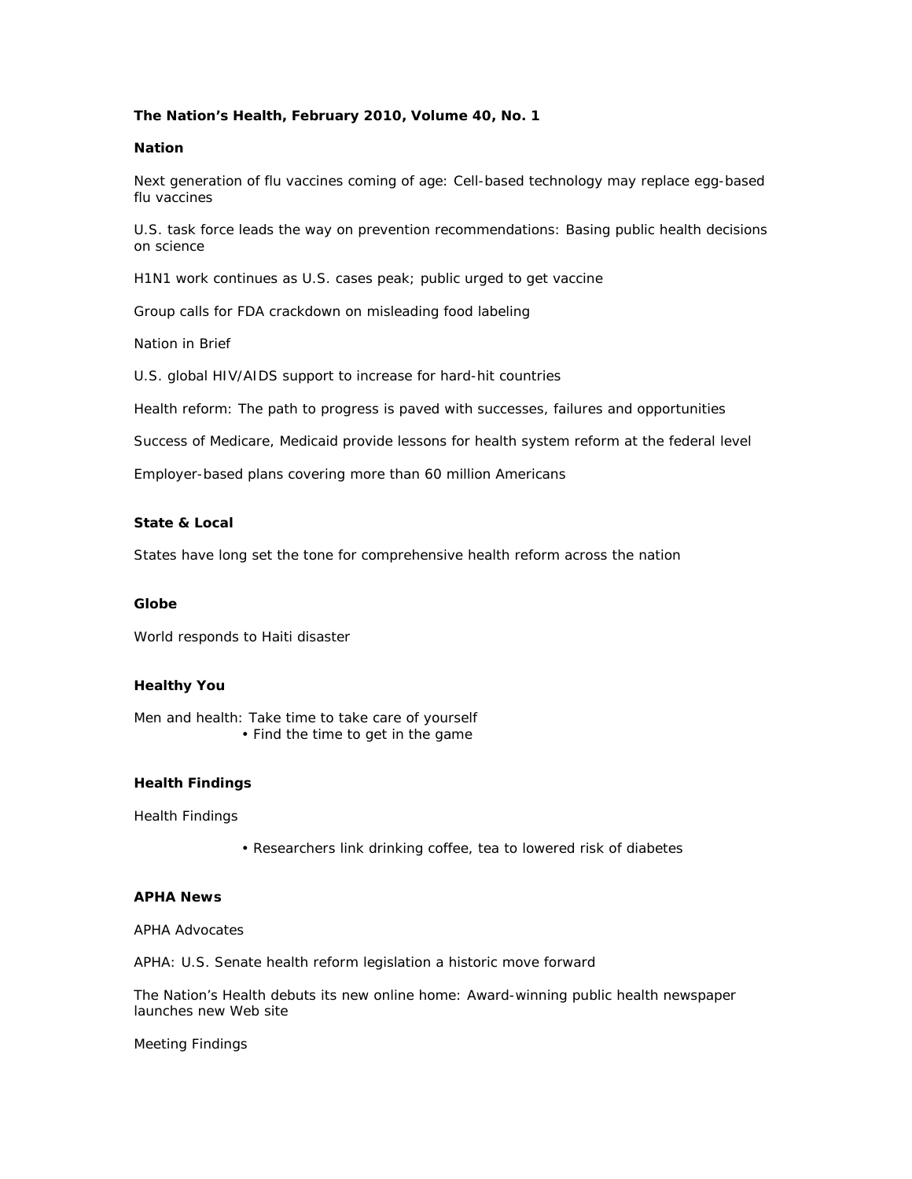**The Nation's Health, February 2010, Volume 40, No. 1**

## Nation

Next generation of flu vaccines coming of age: Cell-based technology may replace egg-based flu vaccines

U.S. task force leads the way on prevention recommendations: Basing public health decisions on science

H1N1 work continues as U.S. cases peak; public urged to get vaccine

Group calls for FDA crackdown on misleading food labeling

Nation in Brief

U.S. global HIV/AIDS support to increase for hard-hit countries

Health reform: The path to progress is paved with successes, failures and opportunities

Success of Medicare, Medicaid provide lessons for health system reform at the federal level

Employer-based plans covering more than 60 million Americans

## State & Local

States have long set the tone for comprehensive health reform across the nation

## Globe

World responds to Haiti disaster

## Healthy You

Men and health: Take time to take care of yourself

- Find the time to get in the game

## Health Findings

Health Findings

- Researchers link drinking coffee, tea to lowered risk of diabetes

## APHA News

APHA Advocates

APHA: U.S. Senate health reform legislation a historic move forward

The Nation's Health debuts its new online home: Award-winning public health newspaper launches new Web site

Meeting Findings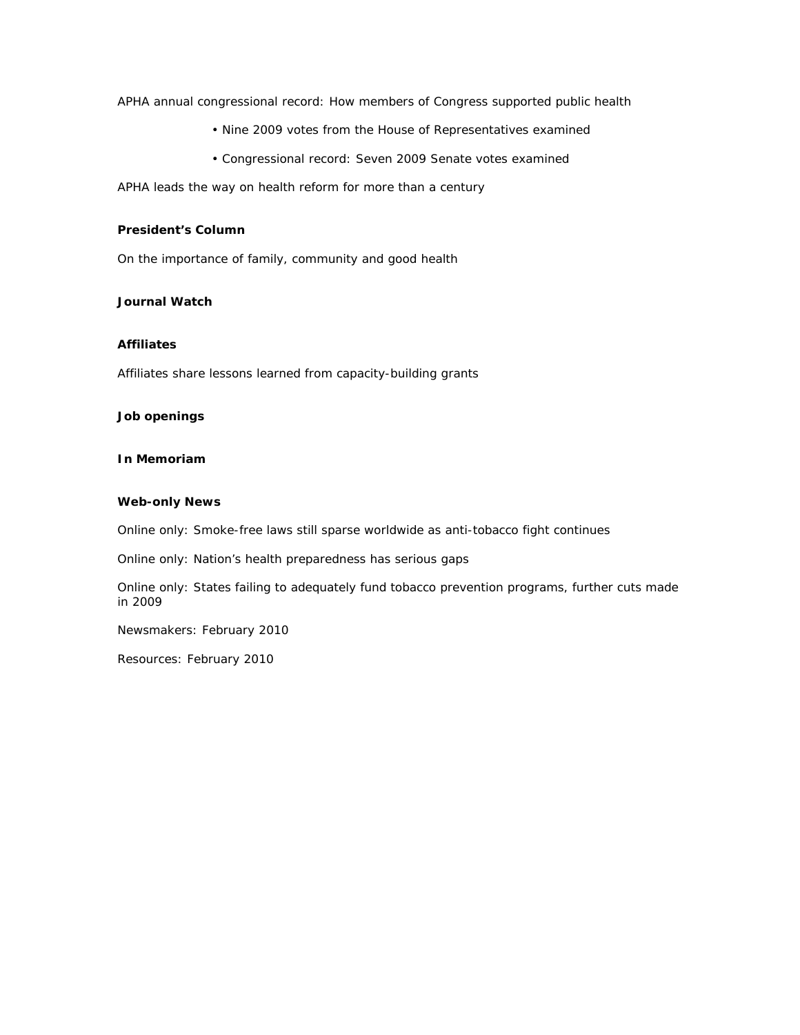APHA annual congressional record: How members of Congress supported public health

- Nine 2009 votes from the House of Representatives examined
- Congressional record: Seven 2009 Senate votes examined

APHA leads the way on health reform for more than a century

**President's Column**

On the importance of family, community and good health

**Journal Watch**

**Affiliates**

Affiliates share lessons learned from capacity-building grants

**Job openings**

**In Memoriam**

**Web-only News**

Online only: Smoke-free laws still sparse worldwide as anti-tobacco fight continues

Online only: Nation's health preparedness has serious gaps

Online only: States failing to adequately fund tobacco prevention programs, further cuts made in 2009

Newsmakers: February 2010

Resources: February 2010